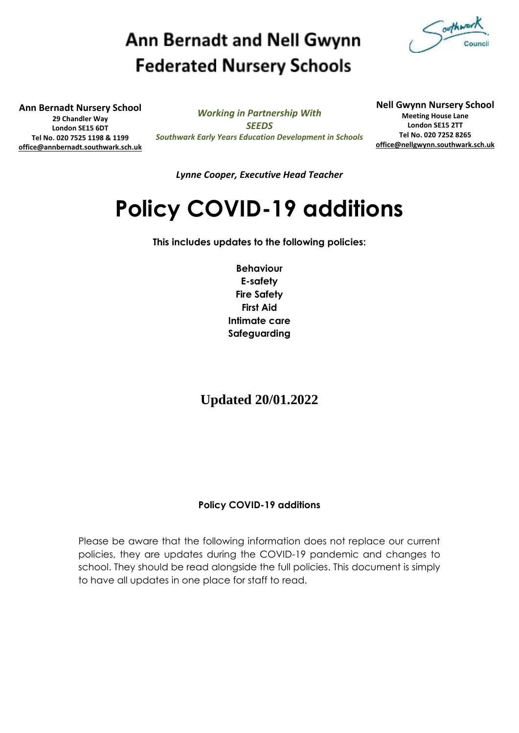# Ann Bernadt and Nell Gwynn Federated Nursery Schools

**Ann Bernadt Nursery School**
**29 Chandler Way**
**London SE15 6DT**
**Tel No. 020 7525 1198 & 1199**
**office@annbernadt.southwark.sch.uk**

***Working in Partnership With SEEDS***
***Southwark Early Years Education Development in Schools***

**Nell Gwynn Nursery School**
**Meeting House Lane**
**London SE15 2TT**
**Tel No. 020 7252 8265**
**office@nellgwynn.southwark.sch.uk**

***Lynne Cooper, Executive Head Teacher***

# Policy COVID-19 additions

**This includes updates to the following policies:**

**Behaviour**
**E-safety**
**Fire Safety**
**First Aid**
**Intimate care**
**Safeguarding**

**Updated 20/01.2022**

## Policy COVID-19 additions

Please be aware that the following information does not replace our current policies, they are updates during the COVID-19 pandemic and changes to school. They should be read alongside the full policies. This document is simply to have all updates in one place for staff to read.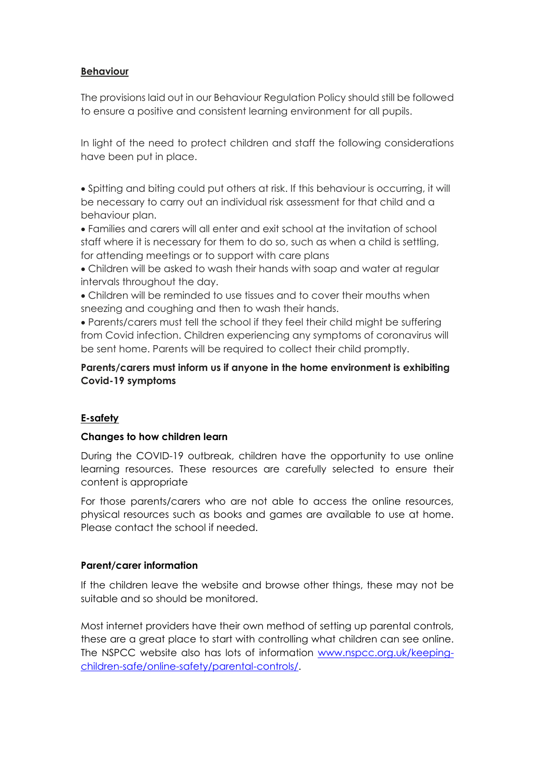## Behaviour

The provisions laid out in our Behaviour Regulation Policy should still be followed to ensure a positive and consistent learning environment for all pupils.

In light of the need to protect children and staff the following considerations have been put in place.

- Spitting and biting could put others at risk. If this behaviour is occurring, it will be necessary to carry out an individual risk assessment for that child and a behaviour plan.
- Families and carers will all enter and exit school at the invitation of school staff where it is necessary for them to do so, such as when a child is settling, for attending meetings or to support with care plans
- Children will be asked to wash their hands with soap and water at regular intervals throughout the day.
- Children will be reminded to use tissues and to cover their mouths when sneezing and coughing and then to wash their hands.
- Parents/carers must tell the school if they feel their child might be suffering from Covid infection. Children experiencing any symptoms of coronavirus will be sent home. Parents will be required to collect their child promptly.

**Parents/carers must inform us if anyone in the home environment is exhibiting Covid-19 symptoms**

## E-safety

### Changes to how children learn

During the COVID-19 outbreak, children have the opportunity to use online learning resources. These resources are carefully selected to ensure their content is appropriate

For those parents/carers who are not able to access the online resources, physical resources such as books and games are available to use at home. Please contact the school if needed.

### Parent/carer information

If the children leave the website and browse other things, these may not be suitable and so should be monitored.

Most internet providers have their own method of setting up parental controls, these are a great place to start with controlling what children can see online. The NSPCC website also has lots of information [www.nspcc.org.uk/keeping-children-safe/online-safety/parental-controls/](http://www.nspcc.org.uk/keeping-children-safe/online-safety/parental-controls/).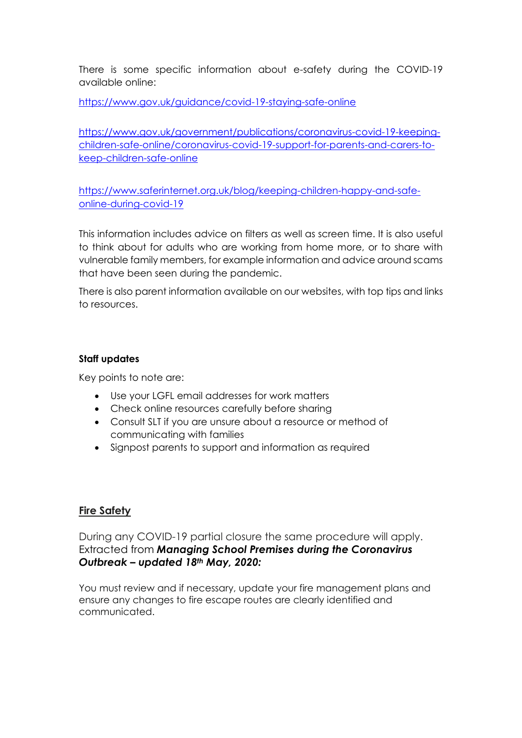There is some specific information about e-safety during the COVID-19 available online:

https://www.gov.uk/guidance/covid-19-staying-safe-online

https://www.gov.uk/government/publications/coronavirus-covid-19-keeping-children-safe-online/coronavirus-covid-19-support-for-parents-and-carers-to-keep-children-safe-online

https://www.saferinternet.org.uk/blog/keeping-children-happy-and-safe-online-during-covid-19

This information includes advice on filters as well as screen time. It is also useful to think about for adults who are working from home more, or to share with vulnerable family members, for example information and advice around scams that have been seen during the pandemic.

There is also parent information available on our websites, with top tips and links to resources.

**Staff updates**

Key points to note are:

- Use your LGFL email addresses for work matters
- Check online resources carefully before sharing
- Consult SLT if you are unsure about a resource or method of communicating with families
- Signpost parents to support and information as required

## Fire Safety

During any COVID-19 partial closure the same procedure will apply. Extracted from ***Managing School Premises during the Coronavirus Outbreak – updated 18th May, 2020:***

You must review and if necessary, update your fire management plans and ensure any changes to fire escape routes are clearly identified and communicated.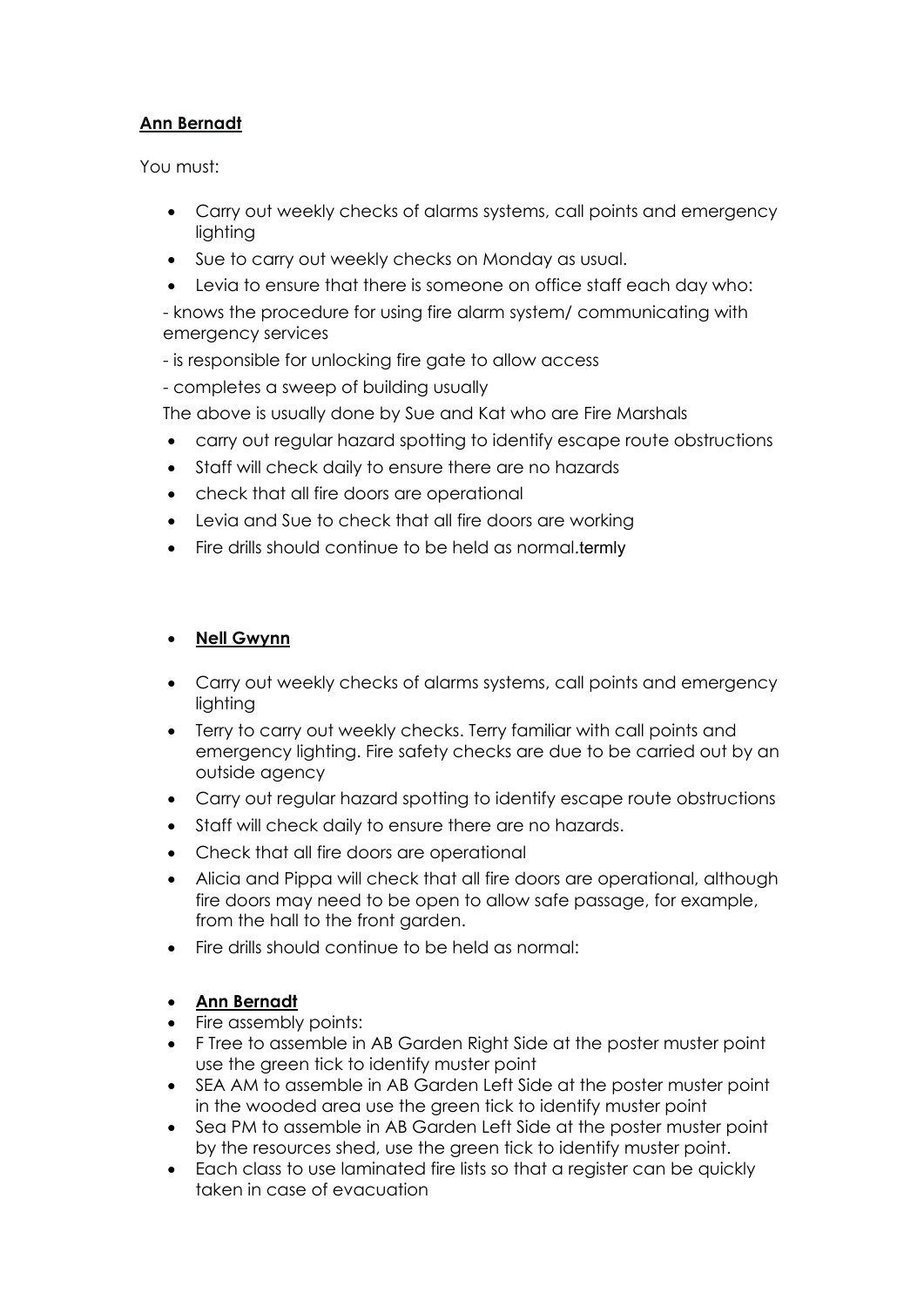**Ann Bernadt**

You must:

- Carry out weekly checks of alarms systems, call points and emergency lighting
- Sue to carry out weekly checks on Monday as usual.
- Levia to ensure that there is someone on office staff each day who:

- knows the procedure for using fire alarm system/ communicating with emergency services

- is responsible for unlocking fire gate to allow access

- completes a sweep of building usually

The above is usually done by Sue and Kat who are Fire Marshals

- carry out regular hazard spotting to identify escape route obstructions
- Staff will check daily to ensure there are no hazards
- check that all fire doors are operational
- Levia and Sue to check that all fire doors are working
- Fire drills should continue to be held as normal.termly

- **Nell Gwynn**

- Carry out weekly checks of alarms systems, call points and emergency lighting
- Terry to carry out weekly checks. Terry familiar with call points and emergency lighting. Fire safety checks are due to be carried out by an outside agency
- Carry out regular hazard spotting to identify escape route obstructions
- Staff will check daily to ensure there are no hazards.
- Check that all fire doors are operational
- Alicia and Pippa will check that all fire doors are operational, although fire doors may need to be open to allow safe passage, for example, from the hall to the front garden.
- Fire drills should continue to be held as normal:

- **Ann Bernadt**
- Fire assembly points:
- F Tree to assemble in AB Garden Right Side at the poster muster point use the green tick to identify muster point
- SEA AM to assemble in AB Garden Left Side at the poster muster point in the wooded area use the green tick to identify muster point
- Sea PM to assemble in AB Garden Left Side at the poster muster point by the resources shed, use the green tick to identify muster point.
- Each class to use laminated fire lists so that a register can be quickly taken in case of evacuation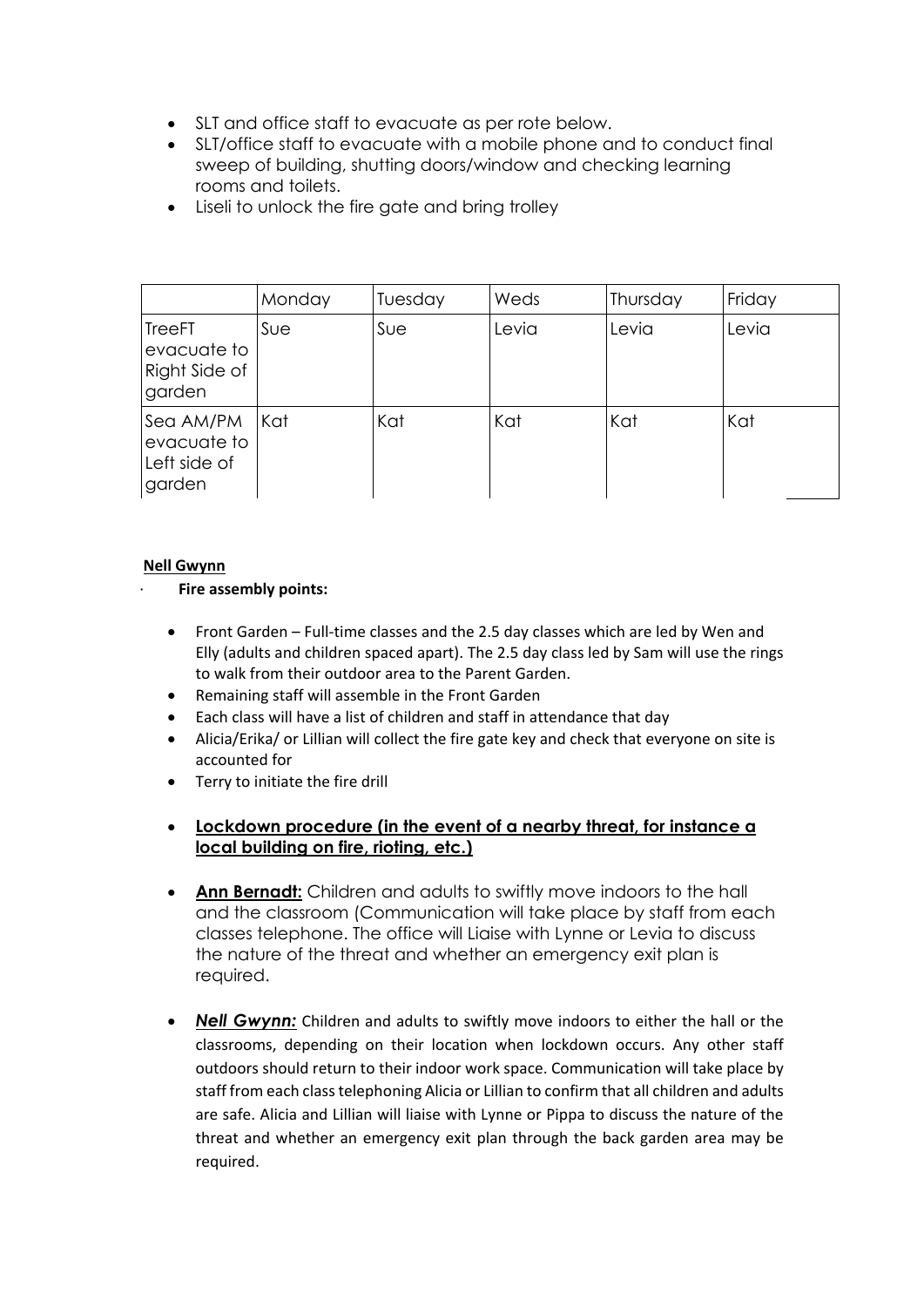- SLT and office staff to evacuate as per rote below.
- SLT/office staff to evacuate with a mobile phone and to conduct final sweep of building, shutting doors/window and checking learning rooms and toilets.
- Liseli to unlock the fire gate and bring trolley

| | Monday | Tuesday | Weds | Thursday | Friday |
|---|---|---|---|---|---|
| TreeFT evacuate to Right Side of garden | Sue | Sue | Levia | Levia | Levia |
| Sea AM/PM evacuate to Left side of garden | Kat | Kat | Kat | Kat | Kat |

**Nell Gwynn**

- **Fire assembly points:**

- Front Garden – Full-time classes and the 2.5 day classes which are led by Wen and Elly (adults and children spaced apart). The 2.5 day class led by Sam will use the rings to walk from their outdoor area to the Parent Garden.
- Remaining staff will assemble in the Front Garden
- Each class will have a list of children and staff in attendance that day
- Alicia/Erika/ or Lillian will collect the fire gate key and check that everyone on site is accounted for
- Terry to initiate the fire drill

- **Lockdown procedure (in the event of a nearby threat, for instance a local building on fire, rioting, etc.)**

- **Ann Bernadt:** Children and adults to swiftly move indoors to the hall and the classroom (Communication will take place by staff from each classes telephone. The office will Liaise with Lynne or Levia to discuss the nature of the threat and whether an emergency exit plan is required.

- ***Nell Gwynn:*** Children and adults to swiftly move indoors to either the hall or the classrooms, depending on their location when lockdown occurs. Any other staff outdoors should return to their indoor work space. Communication will take place by staff from each class telephoning Alicia or Lillian to confirm that all children and adults are safe. Alicia and Lillian will liaise with Lynne or Pippa to discuss the nature of the threat and whether an emergency exit plan through the back garden area may be required.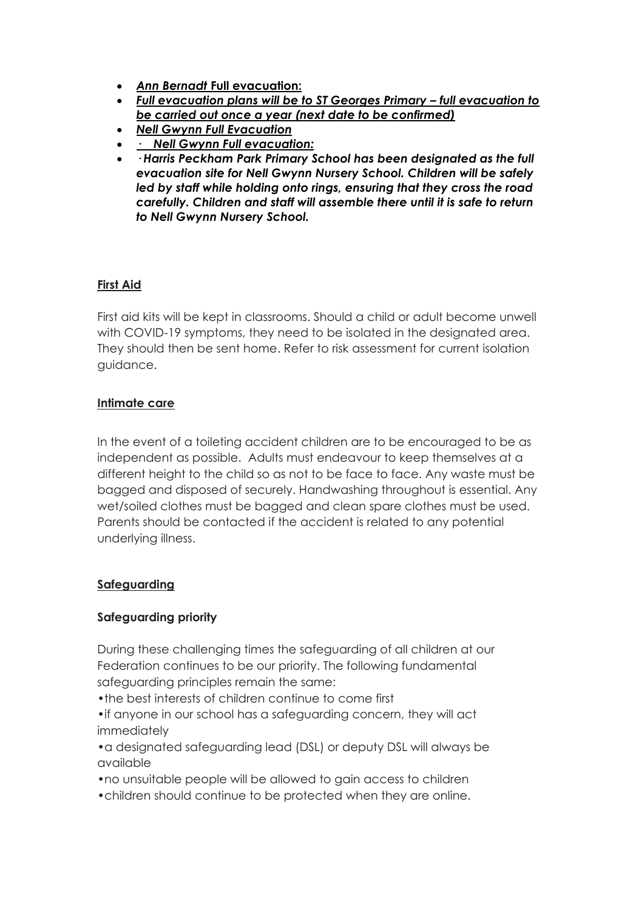- ***Ann Bernadt* Full evacuation:**
- ***Full evacuation plans will be to ST Georges Primary – full evacuation to be carried out once a year (next date to be confirmed)***
- ***Nell Gwynn Full Evacuation***
- ***· Nell Gwynn Full evacuation:***
- ***·Harris Peckham Park Primary School has been designated as the full evacuation site for Nell Gwynn Nursery School. Children will be safely led by staff while holding onto rings, ensuring that they cross the road carefully. Children and staff will assemble there until it is safe to return to Nell Gwynn Nursery School.***

## First Aid

First aid kits will be kept in classrooms. Should a child or adult become unwell with COVID-19 symptoms, they need to be isolated in the designated area. They should then be sent home. Refer to risk assessment for current isolation guidance.

## Intimate care

In the event of a toileting accident children are to be encouraged to be as independent as possible. Adults must endeavour to keep themselves at a different height to the child so as not to be face to face. Any waste must be bagged and disposed of securely. Handwashing throughout is essential. Any wet/soiled clothes must be bagged and clean spare clothes must be used. Parents should be contacted if the accident is related to any potential underlying illness.

## Safeguarding

### Safeguarding priority

During these challenging times the safeguarding of all children at our Federation continues to be our priority. The following fundamental safeguarding principles remain the same:

- the best interests of children continue to come first
- if anyone in our school has a safeguarding concern, they will act immediately
- a designated safeguarding lead (DSL) or deputy DSL will always be available
- no unsuitable people will be allowed to gain access to children
- children should continue to be protected when they are online.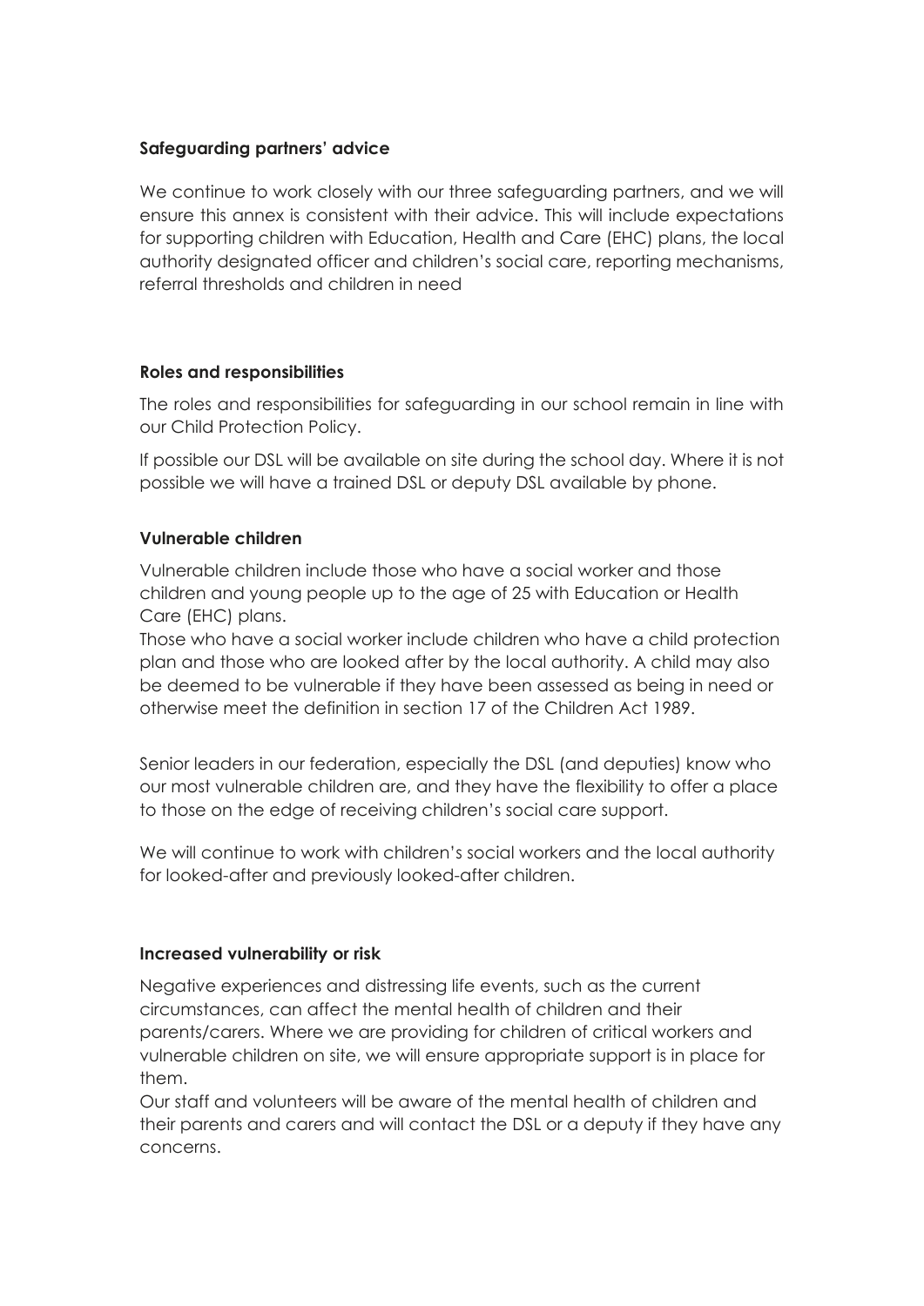**Safeguarding partners' advice**

We continue to work closely with our three safeguarding partners, and we will ensure this annex is consistent with their advice. This will include expectations for supporting children with Education, Health and Care (EHC) plans, the local authority designated officer and children's social care, reporting mechanisms, referral thresholds and children in need

**Roles and responsibilities**

The roles and responsibilities for safeguarding in our school remain in line with our Child Protection Policy.

If possible our DSL will be available on site during the school day. Where it is not possible we will have a trained DSL or deputy DSL available by phone.

**Vulnerable children**

Vulnerable children include those who have a social worker and those children and young people up to the age of 25 with Education or Health Care (EHC) plans.

Those who have a social worker include children who have a child protection plan and those who are looked after by the local authority. A child may also be deemed to be vulnerable if they have been assessed as being in need or otherwise meet the definition in section 17 of the Children Act 1989.

Senior leaders in our federation, especially the DSL (and deputies) know who our most vulnerable children are, and they have the flexibility to offer a place to those on the edge of receiving children's social care support.

We will continue to work with children's social workers and the local authority for looked-after and previously looked-after children.

**Increased vulnerability or risk**

Negative experiences and distressing life events, such as the current circumstances, can affect the mental health of children and their parents/carers. Where we are providing for children of critical workers and vulnerable children on site, we will ensure appropriate support is in place for them.

Our staff and volunteers will be aware of the mental health of children and their parents and carers and will contact the DSL or a deputy if they have any concerns.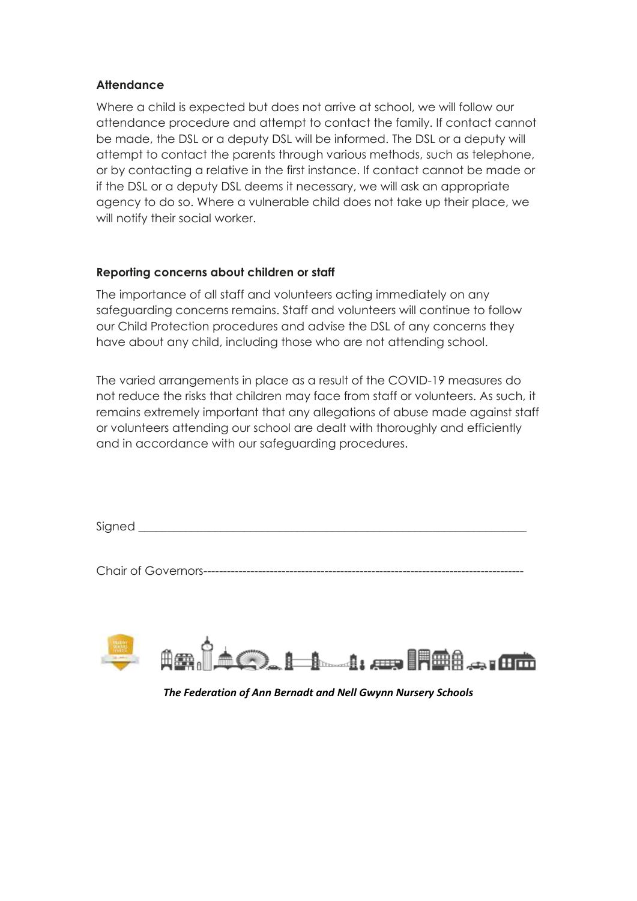**Attendance**

Where a child is expected but does not arrive at school, we will follow our attendance procedure and attempt to contact the family. If contact cannot be made, the DSL or a deputy DSL will be informed. The DSL or a deputy will attempt to contact the parents through various methods, such as telephone, or by contacting a relative in the first instance. If contact cannot be made or if the DSL or a deputy DSL deems it necessary, we will ask an appropriate agency to do so. Where a vulnerable child does not take up their place, we will notify their social worker.

**Reporting concerns about children or staff**

The importance of all staff and volunteers acting immediately on any safeguarding concerns remains. Staff and volunteers will continue to follow our Child Protection procedures and advise the DSL of any concerns they have about any child, including those who are not attending school.

The varied arrangements in place as a result of the COVID-19 measures do not reduce the risks that children may face from staff or volunteers. As such, it remains extremely important that any allegations of abuse made against staff or volunteers attending our school are dealt with thoroughly and efficiently and in accordance with our safeguarding procedures.

Signed ____________________________________________________________

Chair of Governors-------------------------------------------------------------------------------

***The Federation of Ann Bernadt and Nell Gwynn Nursery Schools***